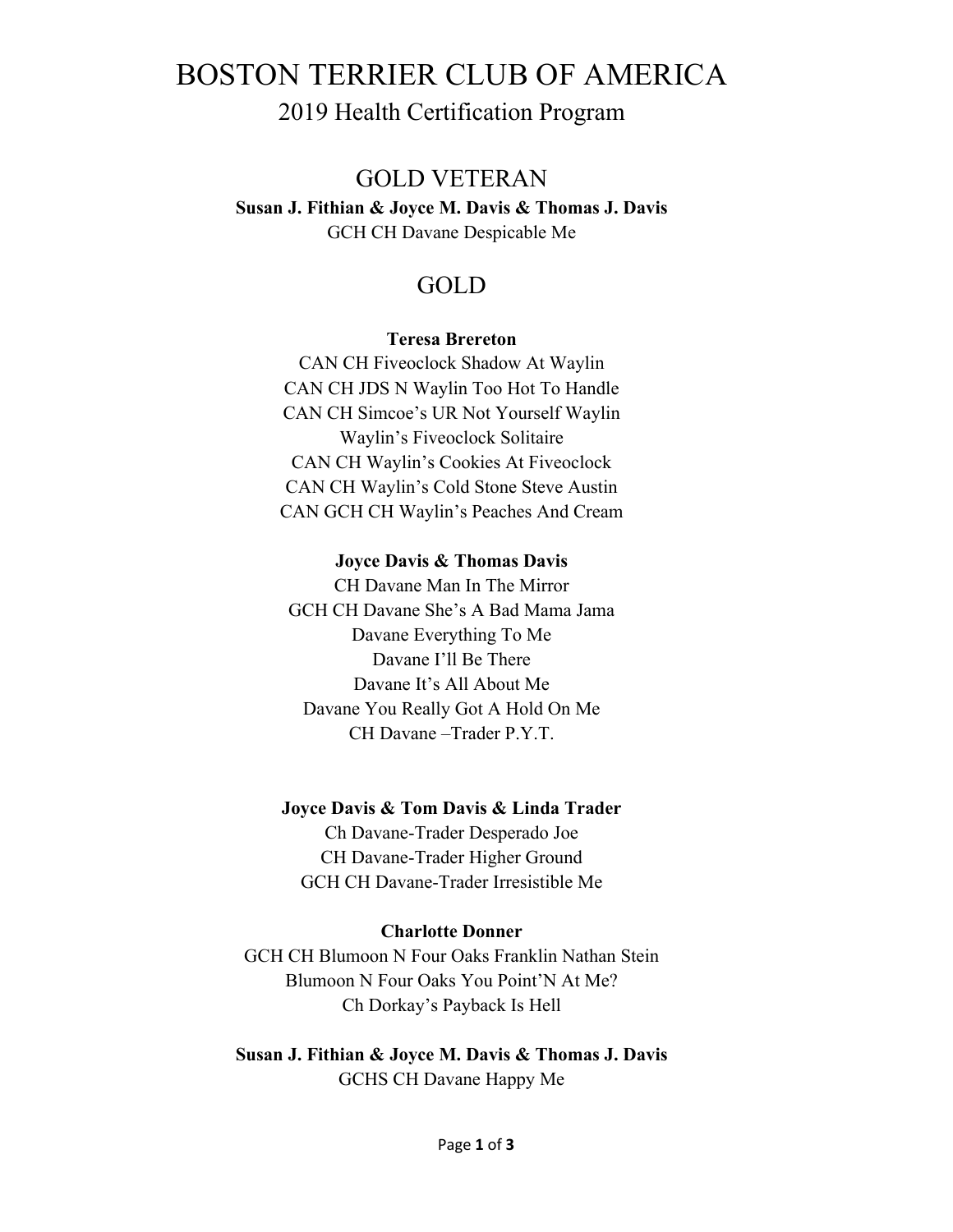# BOSTON TERRIER CLUB OF AMERICA

## 2019 Health Certification Program

## GOLD VETERAN

**Susan J. Fithian & Joyce M. Davis & Thomas J. Davis**

GCH CH Davane Despicable Me

## GOLD

**Teresa Brereton**

CAN CH Fiveoclock Shadow At Waylin
CAN CH JDS N Waylin Too Hot To Handle
CAN CH Simcoe's UR Not Yourself Waylin
Waylin's Fiveoclock Solitaire
CAN CH Waylin's Cookies At Fiveoclock
CAN CH Waylin's Cold Stone Steve Austin
CAN GCH CH Waylin's Peaches And Cream

**Joyce Davis & Thomas Davis**

CH Davane Man In The Mirror
GCH CH Davane She's A Bad Mama Jama
Davane Everything To Me
Davane I'll Be There
Davane It's All About Me
Davane You Really Got A Hold On Me
CH Davane –Trader P.Y.T.

**Joyce Davis & Tom Davis & Linda Trader**

Ch Davane-Trader Desperado Joe
CH Davane-Trader Higher Ground
GCH CH Davane-Trader Irresistible Me

**Charlotte Donner**

GCH CH Blumoon N Four Oaks Franklin Nathan Stein
Blumoon N Four Oaks You Point'N At Me?
Ch Dorkay's Payback Is Hell

**Susan J. Fithian & Joyce M. Davis & Thomas J. Davis**

GCHS CH Davane Happy Me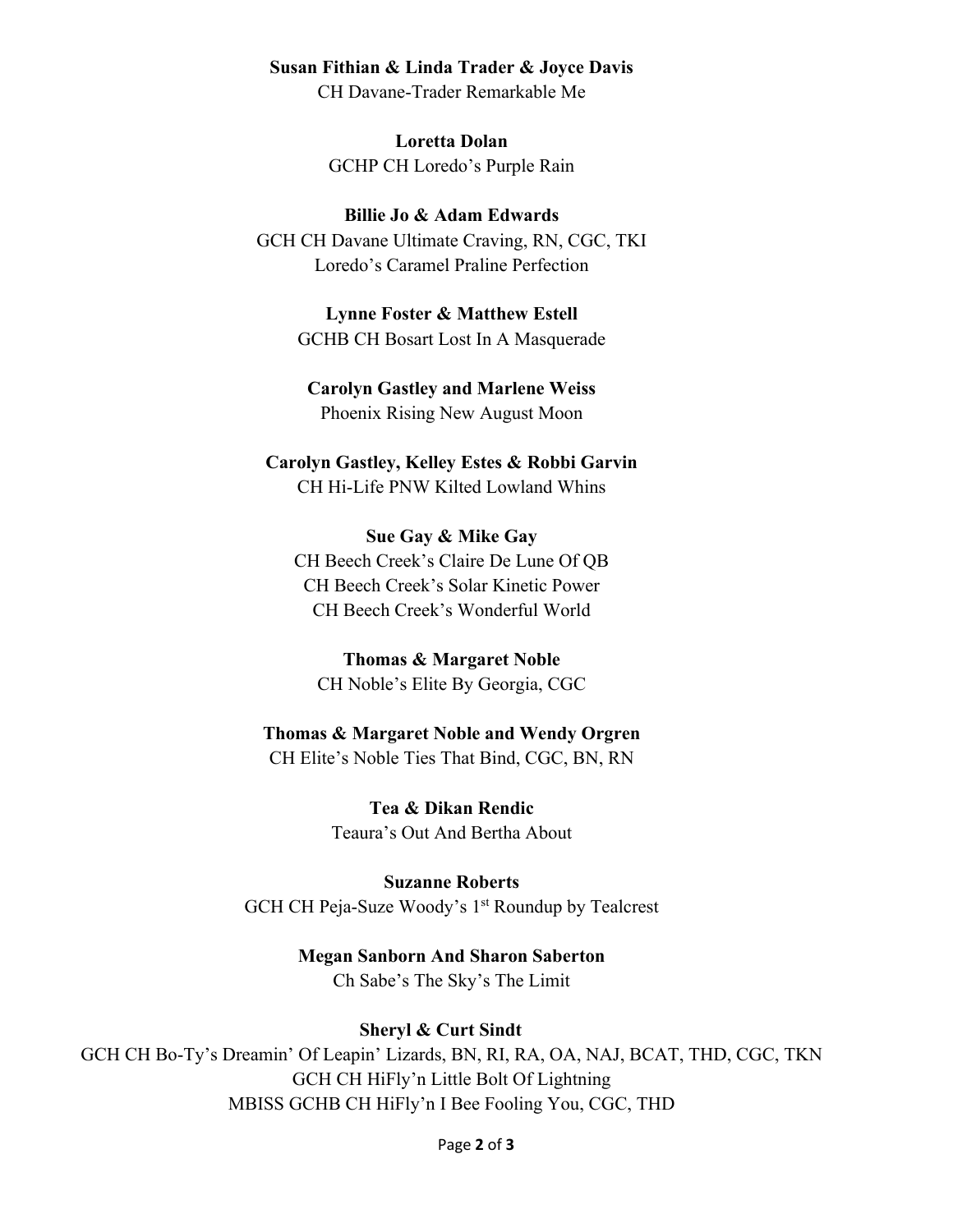**Susan Fithian & Linda Trader & Joyce Davis**
CH Davane-Trader Remarkable Me

**Loretta Dolan**
GCHP CH Loredo's Purple Rain

**Billie Jo & Adam Edwards**
GCH CH Davane Ultimate Craving, RN, CGC, TKI
Loredo's Caramel Praline Perfection

**Lynne Foster & Matthew Estell**
GCHB CH Bosart Lost In A Masquerade

**Carolyn Gastley and Marlene Weiss**
Phoenix Rising New August Moon

**Carolyn Gastley, Kelley Estes & Robbi Garvin**
CH Hi-Life PNW Kilted Lowland Whins

**Sue Gay & Mike Gay**
CH Beech Creek's Claire De Lune Of QB
CH Beech Creek's Solar Kinetic Power
CH Beech Creek's Wonderful World

**Thomas & Margaret Noble**
CH Noble's Elite By Georgia, CGC

**Thomas & Margaret Noble and Wendy Orgren**
CH Elite's Noble Ties That Bind, CGC, BN, RN

**Tea & Dikan Rendic**
Teaura's Out And Bertha About

**Suzanne Roberts**
GCH CH Peja-Suze Woody's 1st Roundup by Tealcrest

**Megan Sanborn And Sharon Saberton**
Ch Sabe's The Sky's The Limit

**Sheryl & Curt Sindt**
GCH CH Bo-Ty's Dreamin' Of Leapin' Lizards, BN, RI, RA, OA, NAJ, BCAT, THD, CGC, TKN
GCH CH HiFly'n Little Bolt Of Lightning
MBISS GCHB CH HiFly'n I Bee Fooling You, CGC, THD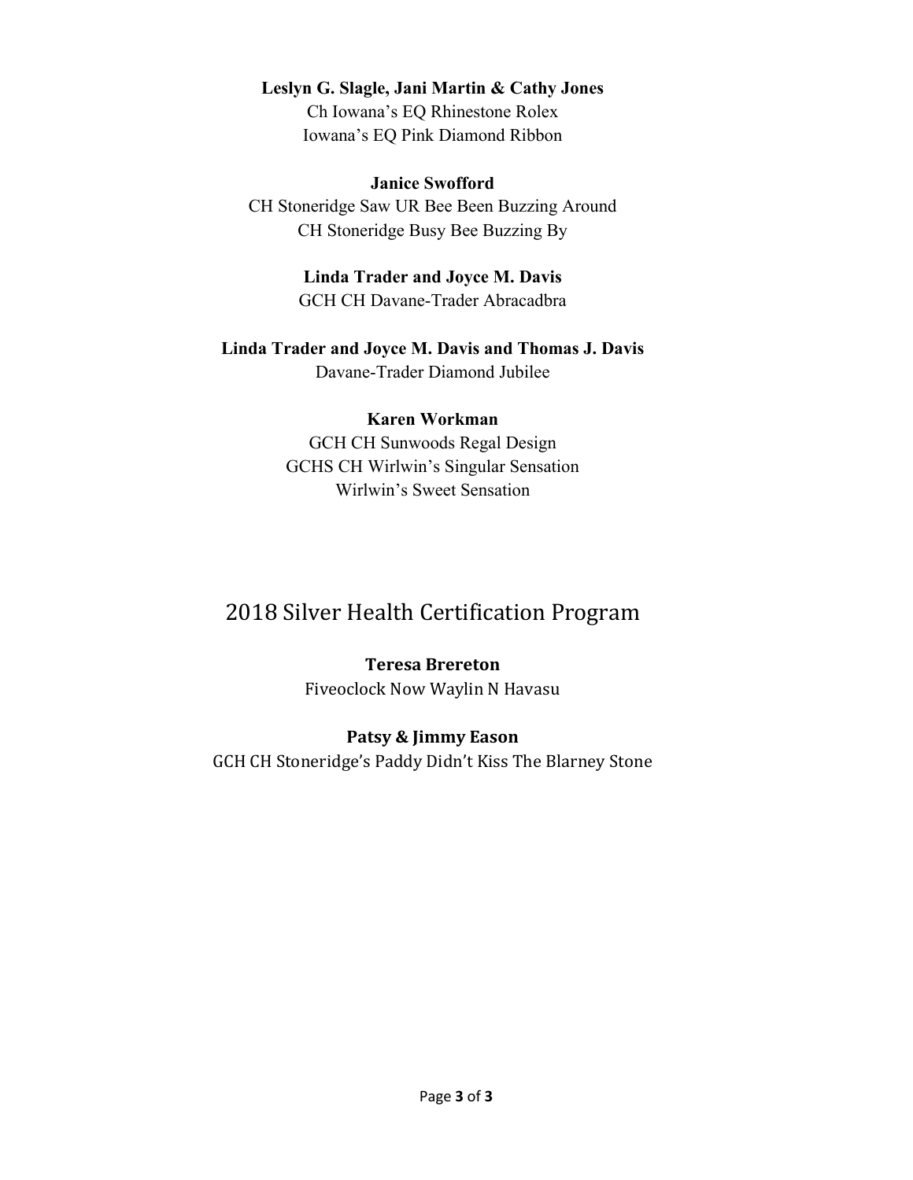**Leslyn G. Slagle, Jani Martin & Cathy Jones**
Ch Iowana's EQ Rhinestone Rolex
Iowana's EQ Pink Diamond Ribbon

**Janice Swofford**
CH Stoneridge Saw UR Bee Been Buzzing Around
CH Stoneridge Busy Bee Buzzing By

**Linda Trader and Joyce M. Davis**
GCH CH Davane-Trader Abracadbra

**Linda Trader and Joyce M. Davis and Thomas J. Davis**
Davane-Trader Diamond Jubilee

**Karen Workman**
GCH CH Sunwoods Regal Design
GCHS CH Wirlwin's Singular Sensation
Wirlwin's Sweet Sensation

## 2018 Silver Health Certification Program

**Teresa Brereton**
Fiveoclock Now Waylin N Havasu

**Patsy & Jimmy Eason**
GCH CH Stoneridge's Paddy Didn't Kiss The Blarney Stone